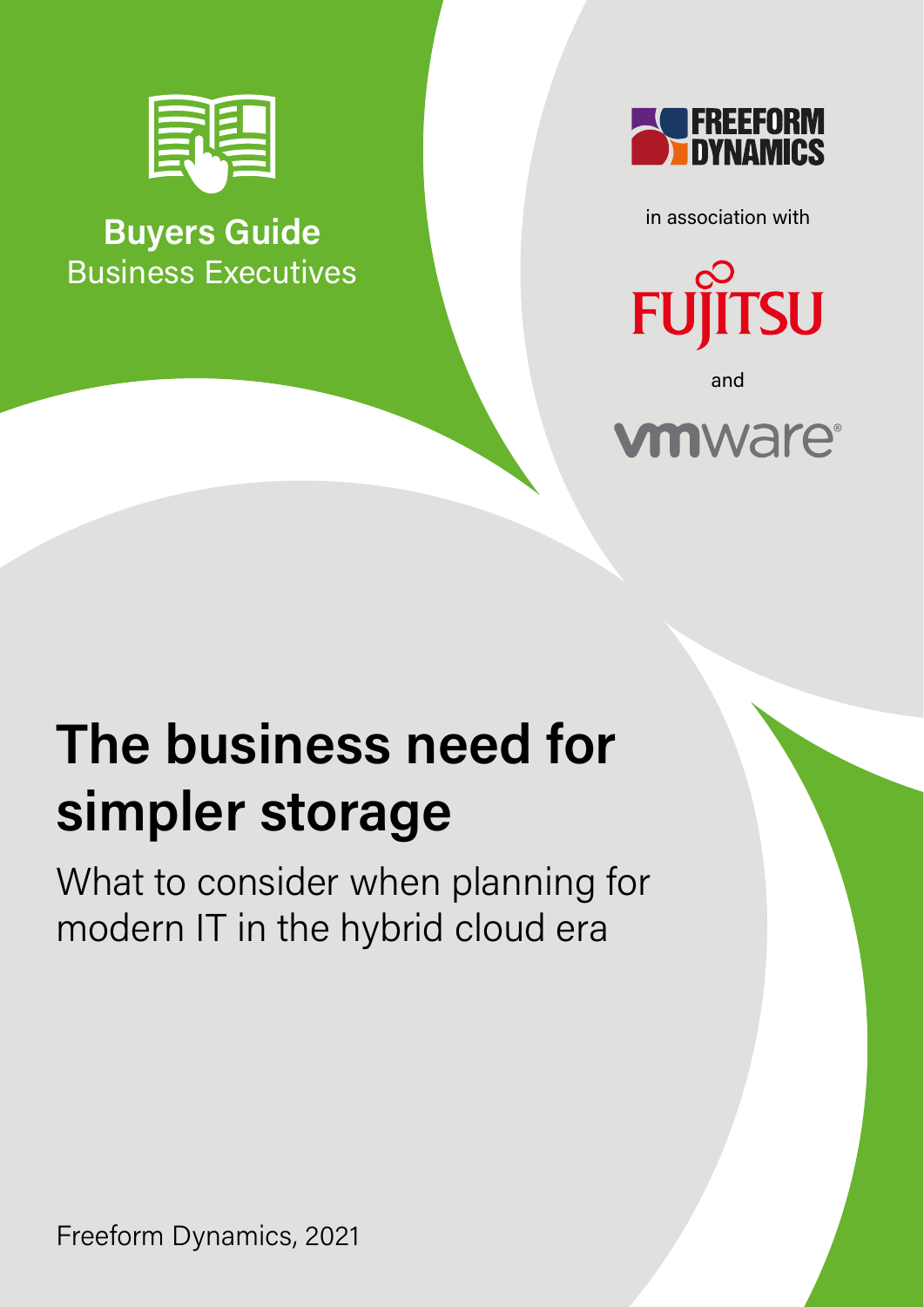**Buyers Guide**
Business Executives

FREEFORM DYNAMICS

in association with

FUJITSU

and

vmware

# The business need for simpler storage

What to consider when planning for modern IT in the hybrid cloud era

Freeform Dynamics, 2021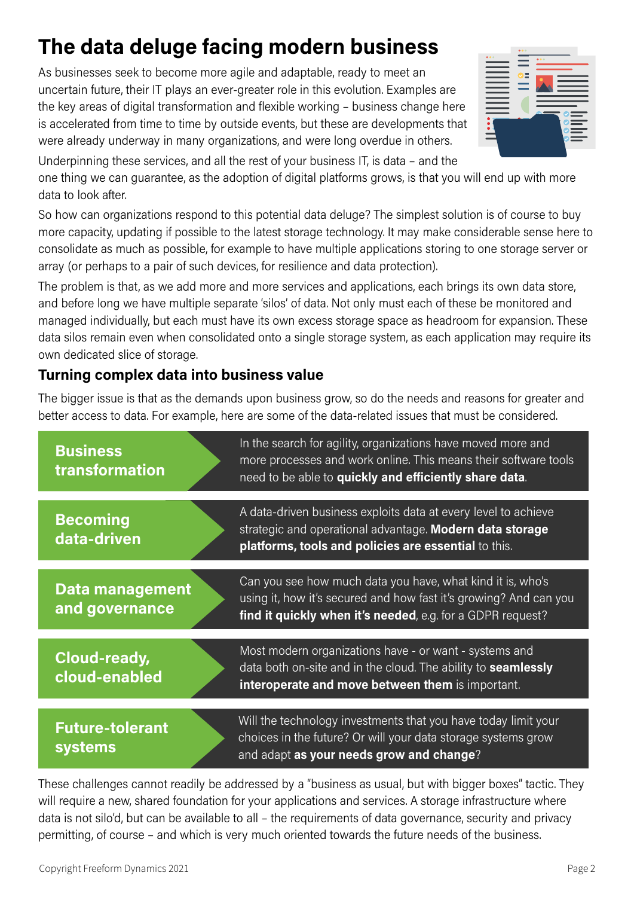# The data deluge facing modern business

As businesses seek to become more agile and adaptable, ready to meet an uncertain future, their IT plays an ever-greater role in this evolution. Examples are the key areas of digital transformation and flexible working – business change here is accelerated from time to time by outside events, but these are developments that were already underway in many organizations, and were long overdue in others.

Underpinning these services, and all the rest of your business IT, is data – and the one thing we can guarantee, as the adoption of digital platforms grows, is that you will end up with more data to look after.

So how can organizations respond to this potential data deluge? The simplest solution is of course to buy more capacity, updating if possible to the latest storage technology. It may make considerable sense here to consolidate as much as possible, for example to have multiple applications storing to one storage server or array (or perhaps to a pair of such devices, for resilience and data protection).

The problem is that, as we add more and more services and applications, each brings its own data store, and before long we have multiple separate 'silos' of data. Not only must each of these be monitored and managed individually, but each must have its own excess storage space as headroom for expansion. These data silos remain even when consolidated onto a single storage system, as each application may require its own dedicated slice of storage.

## Turning complex data into business value

The bigger issue is that as the demands upon business grow, so do the needs and reasons for greater and better access to data. For example, here are some of the data-related issues that must be considered.

| | |
|---|---|
| **Business transformation** | In the search for agility, organizations have moved more and more processes and work online. This means their software tools need to be able to **quickly and efficiently share data**. |
| **Becoming data-driven** | A data-driven business exploits data at every level to achieve strategic and operational advantage. **Modern data storage platforms, tools and policies are essential** to this. |
| **Data management and governance** | Can you see how much data you have, what kind it is, who's using it, how it's secured and how fast it's growing? And can you **find it quickly when it's needed**, e.g. for a GDPR request? |
| **Cloud-ready, cloud-enabled** | Most modern organizations have - or want - systems and data both on-site and in the cloud. The ability to **seamlessly interoperate and move between them** is important. |
| **Future-tolerant systems** | Will the technology investments that you have today limit your choices in the future? Or will your data storage systems grow and adapt **as your needs grow and change**? |

These challenges cannot readily be addressed by a "business as usual, but with bigger boxes" tactic. They will require a new, shared foundation for your applications and services. A storage infrastructure where data is not silo'd, but can be available to all – the requirements of data governance, security and privacy permitting, of course – and which is very much oriented towards the future needs of the business.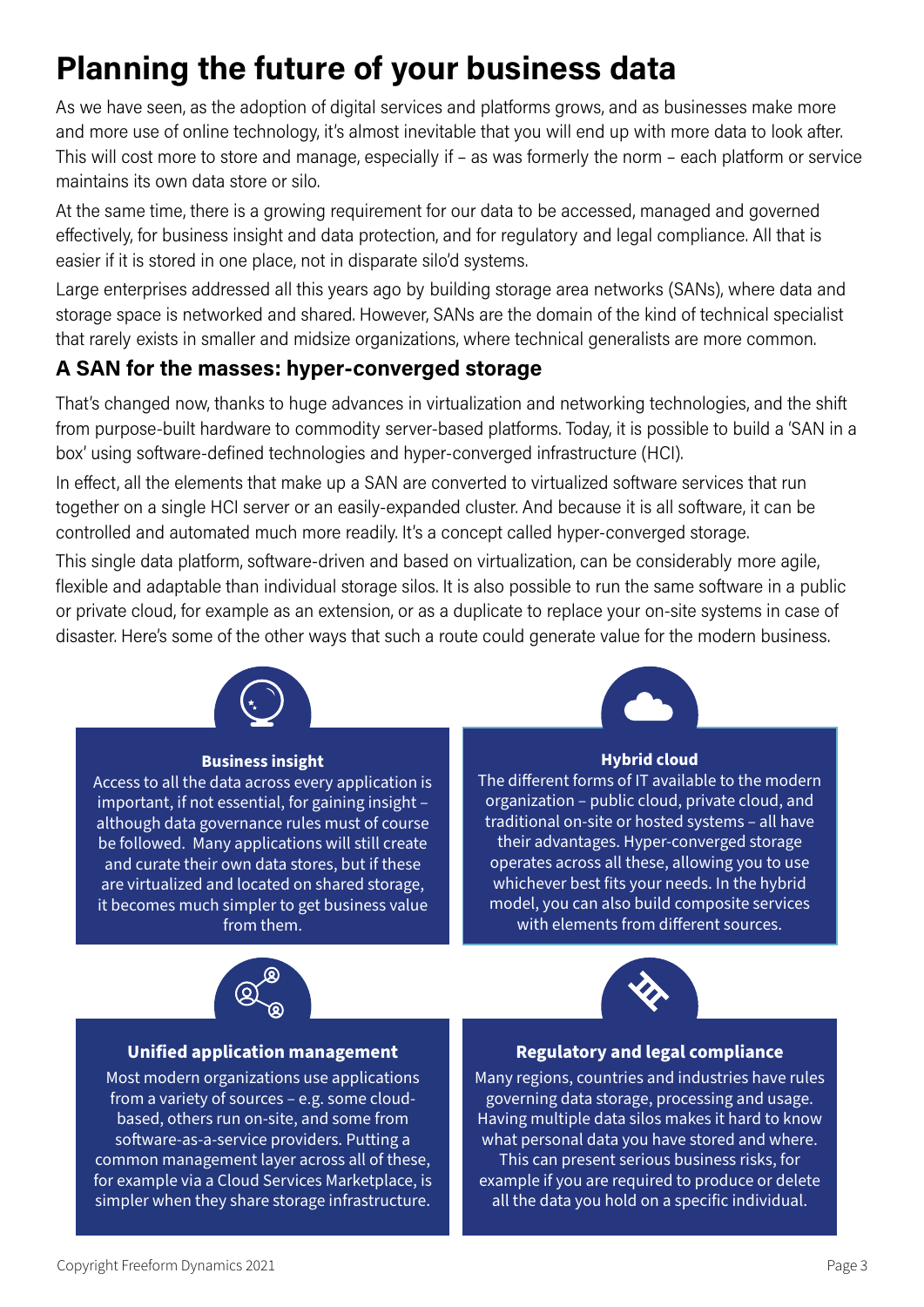# Planning the future of your business data

As we have seen, as the adoption of digital services and platforms grows, and as businesses make more and more use of online technology, it's almost inevitable that you will end up with more data to look after. This will cost more to store and manage, especially if – as was formerly the norm – each platform or service maintains its own data store or silo.

At the same time, there is a growing requirement for our data to be accessed, managed and governed effectively, for business insight and data protection, and for regulatory and legal compliance. All that is easier if it is stored in one place, not in disparate silo'd systems.

Large enterprises addressed all this years ago by building storage area networks (SANs), where data and storage space is networked and shared. However, SANs are the domain of the kind of technical specialist that rarely exists in smaller and midsize organizations, where technical generalists are more common.

## A SAN for the masses: hyper-converged storage

That's changed now, thanks to huge advances in virtualization and networking technologies, and the shift from purpose-built hardware to commodity server-based platforms. Today, it is possible to build a 'SAN in a box' using software-defined technologies and hyper-converged infrastructure (HCI).

In effect, all the elements that make up a SAN are converted to virtualized software services that run together on a single HCI server or an easily-expanded cluster. And because it is all software, it can be controlled and automated much more readily. It's a concept called hyper-converged storage.

This single data platform, software-driven and based on virtualization, can be considerably more agile, flexible and adaptable than individual storage silos. It is also possible to run the same software in a public or private cloud, for example as an extension, or as a duplicate to replace your on-site systems in case of disaster. Here's some of the other ways that such a route could generate value for the modern business.

**Business insight**

Access to all the data across every application is important, if not essential, for gaining insight – although data governance rules must of course be followed. Many applications will still create and curate their own data stores, but if these are virtualized and located on shared storage, it becomes much simpler to get business value from them.

**Hybrid cloud**

The different forms of IT available to the modern organization – public cloud, private cloud, and traditional on-site or hosted systems – all have their advantages. Hyper-converged storage operates across all these, allowing you to use whichever best fits your needs. In the hybrid model, you can also build composite services with elements from different sources.

**Unified application management**

Most modern organizations use applications from a variety of sources – e.g. some cloud-based, others run on-site, and some from software-as-a-service providers. Putting a common management layer across all of these, for example via a Cloud Services Marketplace, is simpler when they share storage infrastructure.

**Regulatory and legal compliance**

Many regions, countries and industries have rules governing data storage, processing and usage. Having multiple data silos makes it hard to know what personal data you have stored and where. This can present serious business risks, for example if you are required to produce or delete all the data you hold on a specific individual.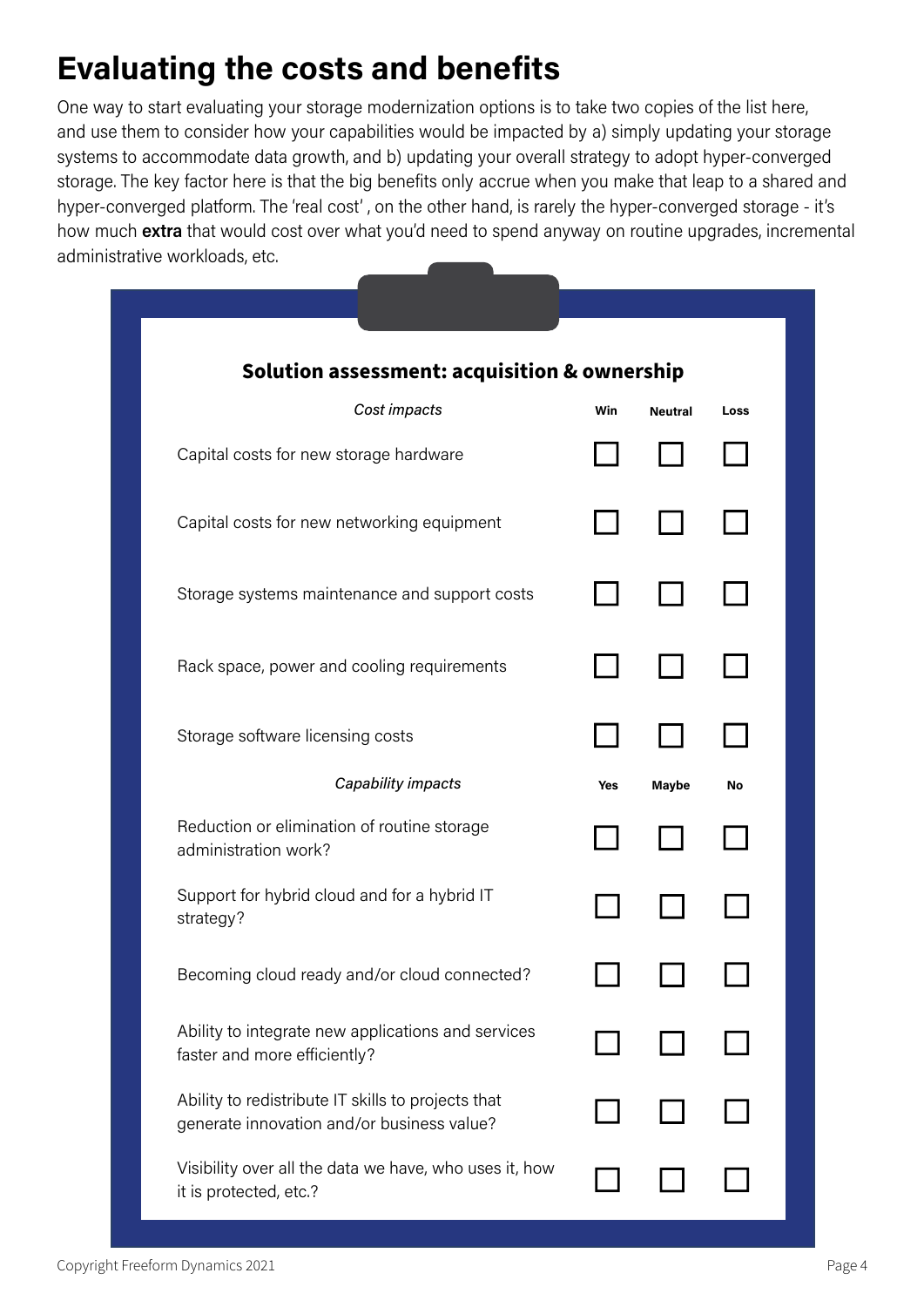# Evaluating the costs and benefits

One way to start evaluating your storage modernization options is to take two copies of the list here, and use them to consider how your capabilities would be impacted by a) simply updating your storage systems to accommodate data growth, and b) updating your overall strategy to adopt hyper-converged storage. The key factor here is that the big benefits only accrue when you make that leap to a shared and hyper-converged platform. The 'real cost' , on the other hand, is rarely the hyper-converged storage - it's how much **extra** that would cost over what you'd need to spend anyway on routine upgrades, incremental administrative workloads, etc.

## Solution assessment: acquisition & ownership

| *Cost impacts* | Win | Neutral | Loss |
|---|---|---|---|
| Capital costs for new storage hardware | ☐ | ☐ | ☐ |
| Capital costs for new networking equipment | ☐ | ☐ | ☐ |
| Storage systems maintenance and support costs | ☐ | ☐ | ☐ |
| Rack space, power and cooling requirements | ☐ | ☐ | ☐ |
| Storage software licensing costs | ☐ | ☐ | ☐ |

| *Capability impacts* | Yes | Maybe | No |
|---|---|---|---|
| Reduction or elimination of routine storage administration work? | ☐ | ☐ | ☐ |
| Support for hybrid cloud and for a hybrid IT strategy? | ☐ | ☐ | ☐ |
| Becoming cloud ready and/or cloud connected? | ☐ | ☐ | ☐ |
| Ability to integrate new applications and services faster and more efficiently? | ☐ | ☐ | ☐ |
| Ability to redistribute IT skills to projects that generate innovation and/or business value? | ☐ | ☐ | ☐ |
| Visibility over all the data we have, who uses it, how it is protected, etc.? | ☐ | ☐ | ☐ |

Copyright Freeform Dynamics 2021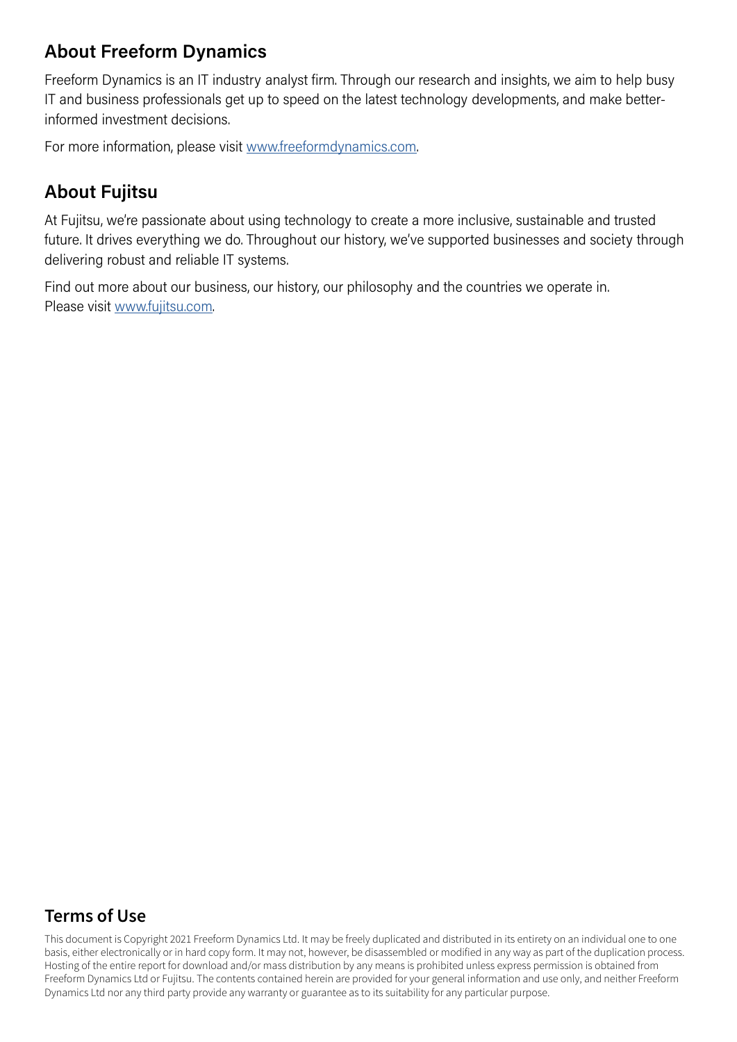## About Freeform Dynamics

Freeform Dynamics is an IT industry analyst firm. Through our research and insights, we aim to help busy IT and business professionals get up to speed on the latest technology developments, and make better-informed investment decisions.

For more information, please visit www.freeformdynamics.com.

## About Fujitsu

At Fujitsu, we're passionate about using technology to create a more inclusive, sustainable and trusted future. It drives everything we do. Throughout our history, we've supported businesses and society through delivering robust and reliable IT systems.

Find out more about our business, our history, our philosophy and the countries we operate in. Please visit www.fujitsu.com.

## Terms of Use

This document is Copyright 2021 Freeform Dynamics Ltd. It may be freely duplicated and distributed in its entirety on an individual one to one basis, either electronically or in hard copy form. It may not, however, be disassembled or modified in any way as part of the duplication process. Hosting of the entire report for download and/or mass distribution by any means is prohibited unless express permission is obtained from Freeform Dynamics Ltd or Fujitsu. The contents contained herein are provided for your general information and use only, and neither Freeform Dynamics Ltd nor any third party provide any warranty or guarantee as to its suitability for any particular purpose.